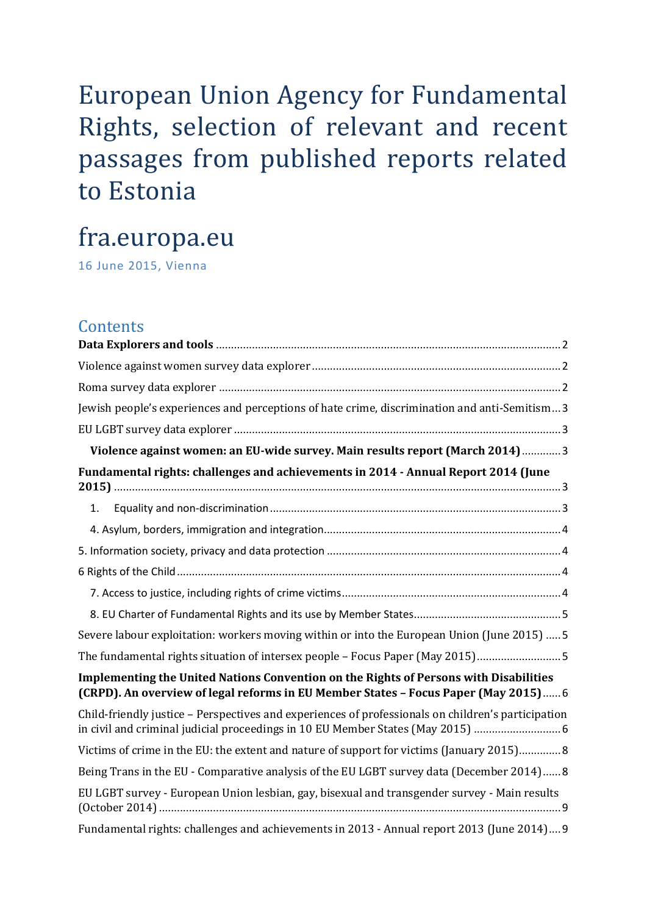# European Union Agency for Fundamental Rights, selection of relevant and recent passages from published reports related to Estonia

## fra.europa.eu

16 June 2015, Vienna

## Contents

**Data Explorers and tools** ..... 2

Violence against women survey data explorer ..... 2

Roma survey data explorer ..... 2

Jewish people's experiences and perceptions of hate crime, discrimination and anti-Semitism ... 3

EU LGBT survey data explorer ..... 3

**Violence against women: an EU-wide survey. Main results report (March 2014)** ..... 3

**Fundamental rights: challenges and achievements in 2014 - Annual Report 2014 (June 2015)** ..... 3

1. Equality and non-discrimination ..... 3

4. Asylum, borders, immigration and integration ..... 4

5. Information society, privacy and data protection ..... 4

6 Rights of the Child ..... 4

7. Access to justice, including rights of crime victims ..... 4

8. EU Charter of Fundamental Rights and its use by Member States ..... 5

Severe labour exploitation: workers moving within or into the European Union (June 2015) ..... 5

The fundamental rights situation of intersex people – Focus Paper (May 2015) ..... 5

**Implementing the United Nations Convention on the Rights of Persons with Disabilities (CRPD). An overview of legal reforms in EU Member States – Focus Paper (May 2015)** ..... 6

Child-friendly justice – Perspectives and experiences of professionals on children's participation in civil and criminal judicial proceedings in 10 EU Member States (May 2015) ..... 6

Victims of crime in the EU: the extent and nature of support for victims (January 2015) ..... 8

Being Trans in the EU - Comparative analysis of the EU LGBT survey data (December 2014) ..... 8

EU LGBT survey - European Union lesbian, gay, bisexual and transgender survey - Main results (October 2014) ..... 9

Fundamental rights: challenges and achievements in 2013 - Annual report 2013 (June 2014) ..... 9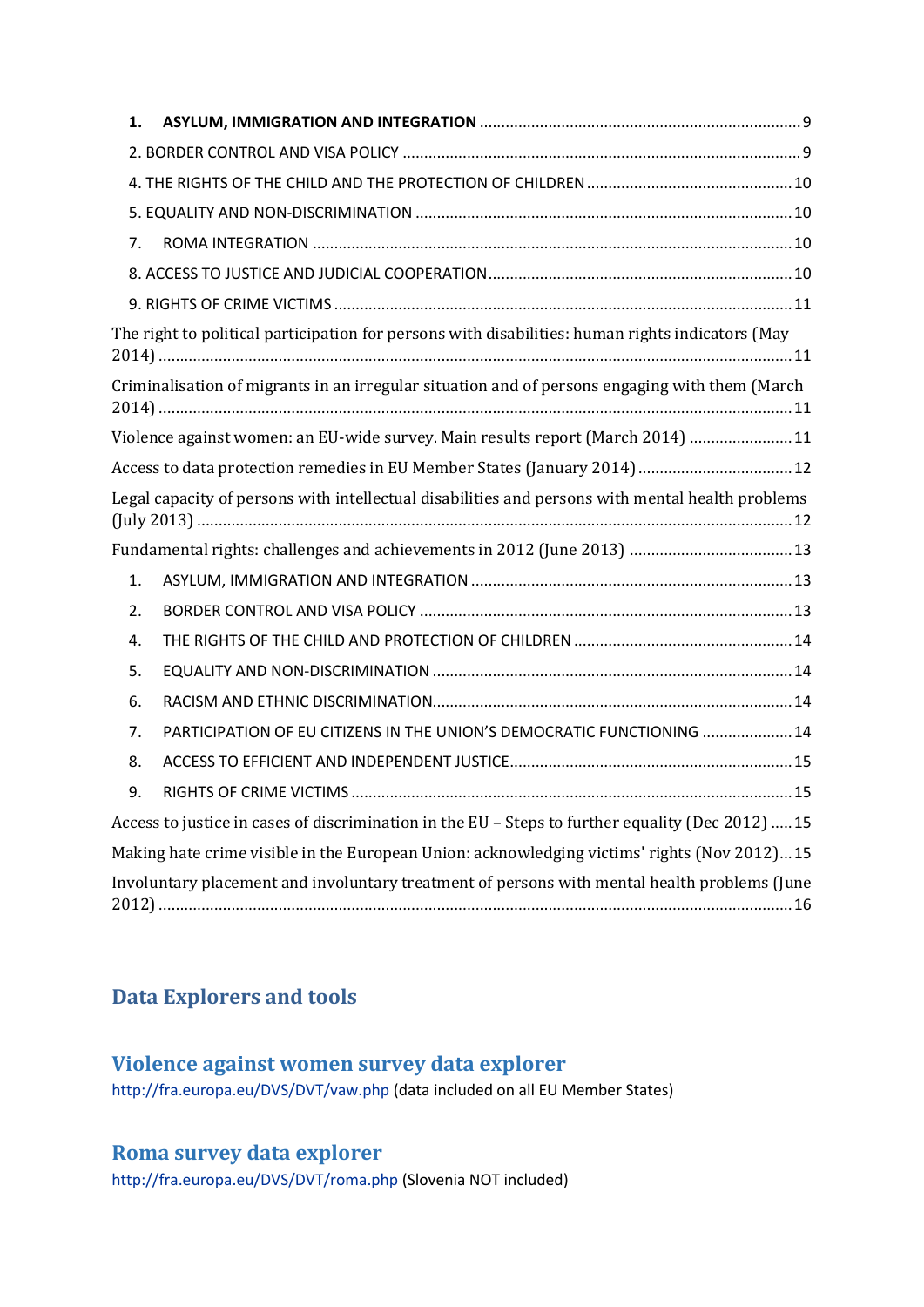1. **ASYLUM, IMMIGRATION AND INTEGRATION** .......... 9

2. BORDER CONTROL AND VISA POLICY .......... 9

4. THE RIGHTS OF THE CHILD AND THE PROTECTION OF CHILDREN .......... 10

5. EQUALITY AND NON-DISCRIMINATION .......... 10

7. ROMA INTEGRATION .......... 10

8. ACCESS TO JUSTICE AND JUDICIAL COOPERATION .......... 10

9. RIGHTS OF CRIME VICTIMS .......... 11

The right to political participation for persons with disabilities: human rights indicators (May 2014) .......... 11

Criminalisation of migrants in an irregular situation and of persons engaging with them (March 2014) .......... 11

Violence against women: an EU-wide survey. Main results report (March 2014) .......... 11

Access to data protection remedies in EU Member States (January 2014) .......... 12

Legal capacity of persons with intellectual disabilities and persons with mental health problems (July 2013) .......... 12

Fundamental rights: challenges and achievements in 2012 (June 2013) .......... 13

1. ASYLUM, IMMIGRATION AND INTEGRATION .......... 13

2. BORDER CONTROL AND VISA POLICY .......... 13

4. THE RIGHTS OF THE CHILD AND PROTECTION OF CHILDREN .......... 14

5. EQUALITY AND NON-DISCRIMINATION .......... 14

6. RACISM AND ETHNIC DISCRIMINATION .......... 14

7. PARTICIPATION OF EU CITIZENS IN THE UNION'S DEMOCRATIC FUNCTIONING .......... 14

8. ACCESS TO EFFICIENT AND INDEPENDENT JUSTICE .......... 15

9. RIGHTS OF CRIME VICTIMS .......... 15

Access to justice in cases of discrimination in the EU – Steps to further equality (Dec 2012) .......... 15

Making hate crime visible in the European Union: acknowledging victims' rights (Nov 2012) .......... 15

Involuntary placement and involuntary treatment of persons with mental health problems (June 2012) .......... 16

## Data Explorers and tools

### Violence against women survey data explorer

http://fra.europa.eu/DVS/DVT/vaw.php (data included on all EU Member States)

### Roma survey data explorer

http://fra.europa.eu/DVS/DVT/roma.php (Slovenia NOT included)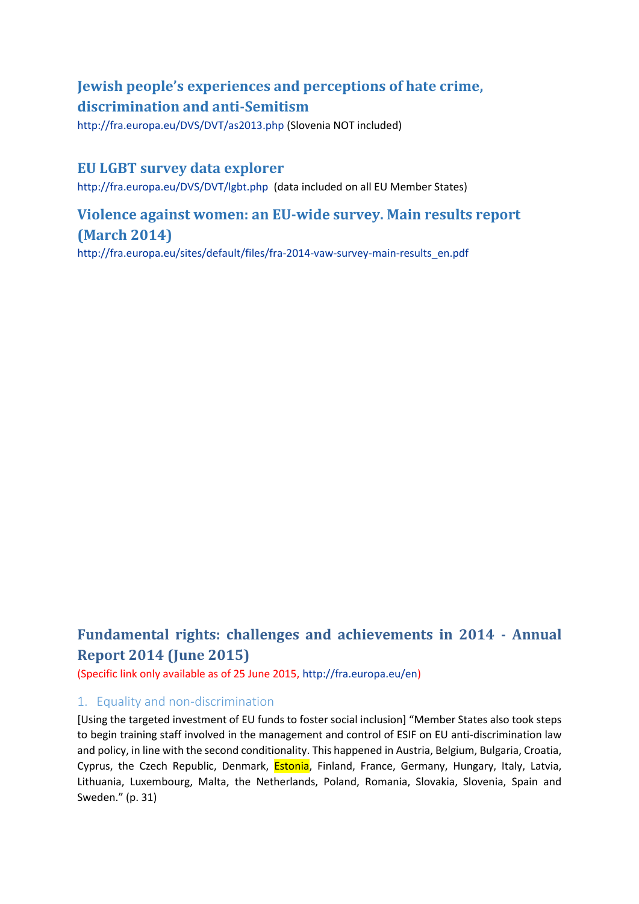## Jewish people's experiences and perceptions of hate crime, discrimination and anti-Semitism

http://fra.europa.eu/DVS/DVT/as2013.php (Slovenia NOT included)

## EU LGBT survey data explorer

http://fra.europa.eu/DVS/DVT/lgbt.php (data included on all EU Member States)

## Violence against women: an EU-wide survey. Main results report (March 2014)

http://fra.europa.eu/sites/default/files/fra-2014-vaw-survey-main-results_en.pdf

## Fundamental rights: challenges and achievements in 2014 - Annual Report 2014 (June 2015)

(Specific link only available as of 25 June 2015, http://fra.europa.eu/en)

### 1. Equality and non-discrimination

[Using the targeted investment of EU funds to foster social inclusion] "Member States also took steps to begin training staff involved in the management and control of ESIF on EU anti-discrimination law and policy, in line with the second conditionality. This happened in Austria, Belgium, Bulgaria, Croatia, Cyprus, the Czech Republic, Denmark, Estonia, Finland, France, Germany, Hungary, Italy, Latvia, Lithuania, Luxembourg, Malta, the Netherlands, Poland, Romania, Slovakia, Slovenia, Spain and Sweden." (p. 31)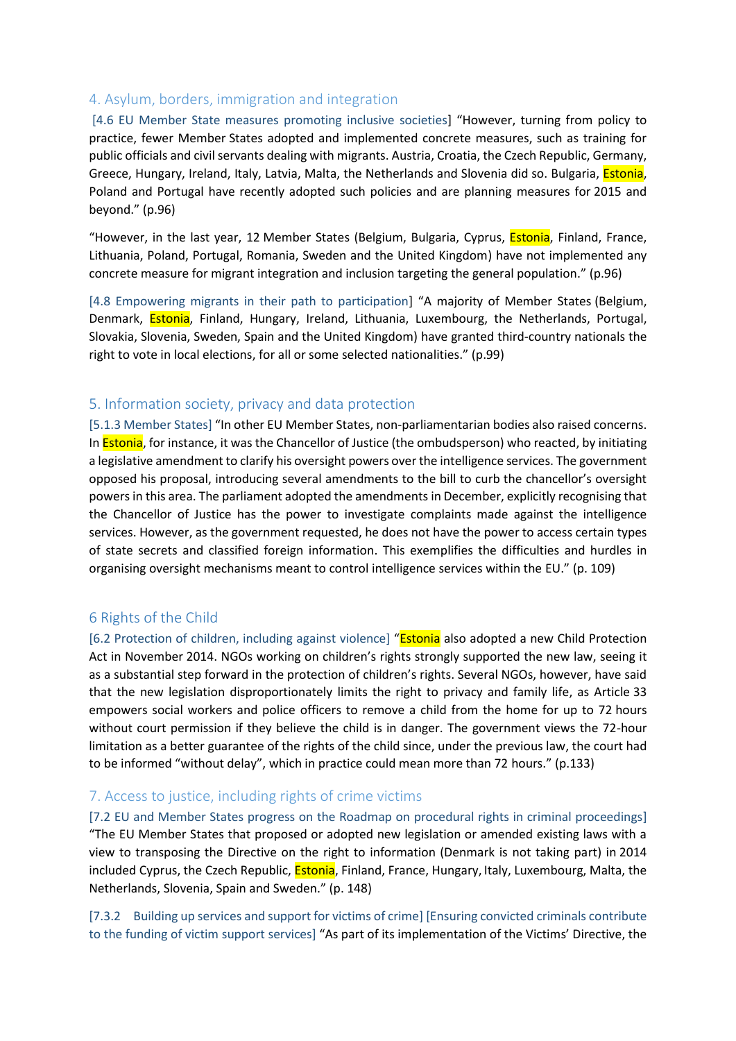## 4. Asylum, borders, immigration and integration

[4.6 EU Member State measures promoting inclusive societies] "However, turning from policy to practice, fewer Member States adopted and implemented concrete measures, such as training for public officials and civil servants dealing with migrants. Austria, Croatia, the Czech Republic, Germany, Greece, Hungary, Ireland, Italy, Latvia, Malta, the Netherlands and Slovenia did so. Bulgaria, Estonia, Poland and Portugal have recently adopted such policies and are planning measures for 2015 and beyond." (p.96)

"However, in the last year, 12 Member States (Belgium, Bulgaria, Cyprus, Estonia, Finland, France, Lithuania, Poland, Portugal, Romania, Sweden and the United Kingdom) have not implemented any concrete measure for migrant integration and inclusion targeting the general population." (p.96)

[4.8 Empowering migrants in their path to participation] "A majority of Member States (Belgium, Denmark, Estonia, Finland, Hungary, Ireland, Lithuania, Luxembourg, the Netherlands, Portugal, Slovakia, Slovenia, Sweden, Spain and the United Kingdom) have granted third-country nationals the right to vote in local elections, for all or some selected nationalities." (p.99)

## 5. Information society, privacy and data protection

[5.1.3 Member States] "In other EU Member States, non-parliamentarian bodies also raised concerns. In Estonia, for instance, it was the Chancellor of Justice (the ombudsperson) who reacted, by initiating a legislative amendment to clarify his oversight powers over the intelligence services. The government opposed his proposal, introducing several amendments to the bill to curb the chancellor's oversight powers in this area. The parliament adopted the amendments in December, explicitly recognising that the Chancellor of Justice has the power to investigate complaints made against the intelligence services. However, as the government requested, he does not have the power to access certain types of state secrets and classified foreign information. This exemplifies the difficulties and hurdles in organising oversight mechanisms meant to control intelligence services within the EU." (p. 109)

## 6 Rights of the Child

[6.2 Protection of children, including against violence] "Estonia also adopted a new Child Protection Act in November 2014. NGOs working on children's rights strongly supported the new law, seeing it as a substantial step forward in the protection of children's rights. Several NGOs, however, have said that the new legislation disproportionately limits the right to privacy and family life, as Article 33 empowers social workers and police officers to remove a child from the home for up to 72 hours without court permission if they believe the child is in danger. The government views the 72-hour limitation as a better guarantee of the rights of the child since, under the previous law, the court had to be informed "without delay", which in practice could mean more than 72 hours." (p.133)

## 7. Access to justice, including rights of crime victims

[7.2 EU and Member States progress on the Roadmap on procedural rights in criminal proceedings] "The EU Member States that proposed or adopted new legislation or amended existing laws with a view to transposing the Directive on the right to information (Denmark is not taking part) in 2014 included Cyprus, the Czech Republic, Estonia, Finland, France, Hungary, Italy, Luxembourg, Malta, the Netherlands, Slovenia, Spain and Sweden." (p. 148)

[7.3.2 Building up services and support for victims of crime] [Ensuring convicted criminals contribute to the funding of victim support services] "As part of its implementation of the Victims' Directive, the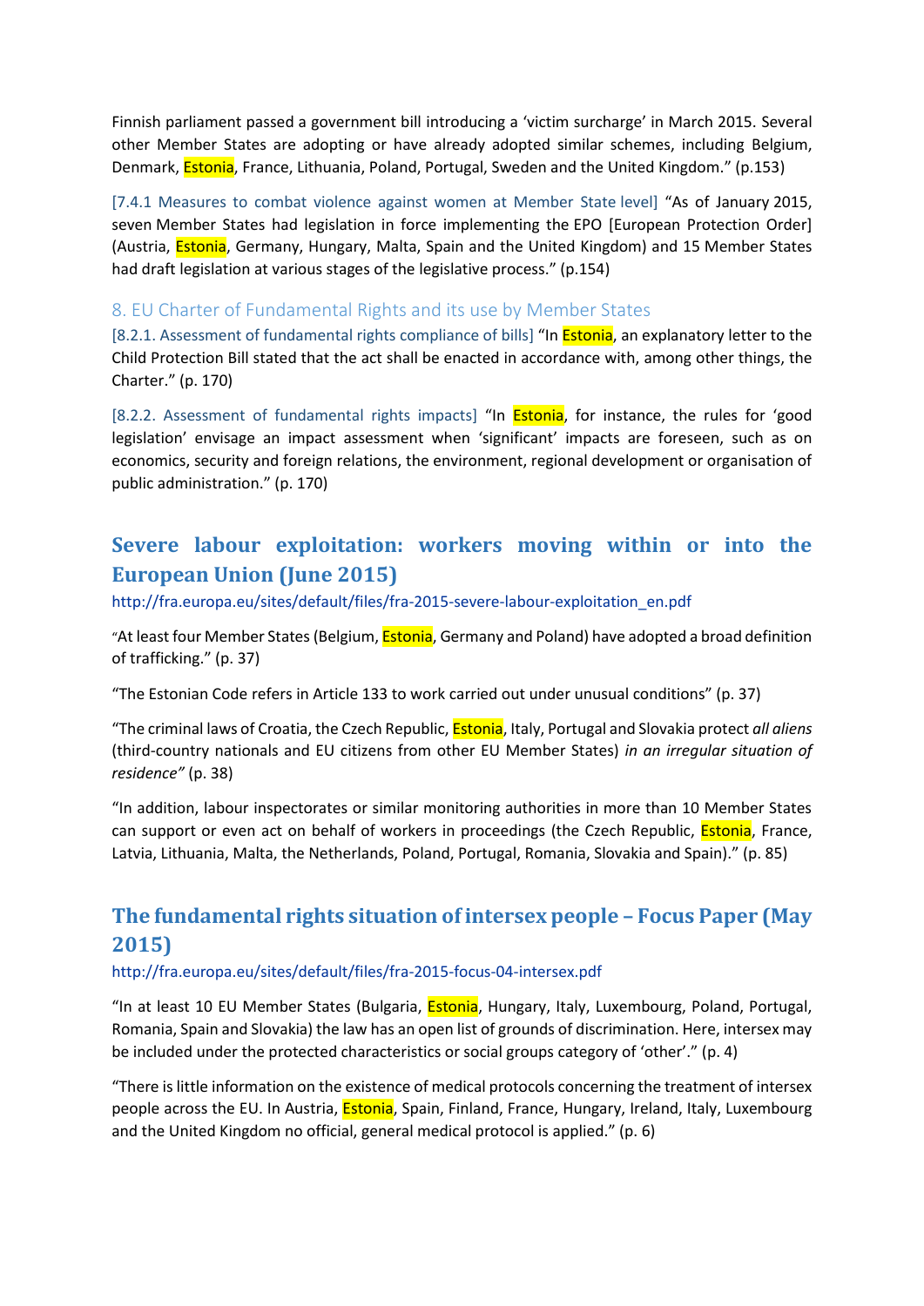Finnish parliament passed a government bill introducing a 'victim surcharge' in March 2015. Several other Member States are adopting or have already adopted similar schemes, including Belgium, Denmark, Estonia, France, Lithuania, Poland, Portugal, Sweden and the United Kingdom." (p.153)

[7.4.1 Measures to combat violence against women at Member State level] "As of January 2015, seven Member States had legislation in force implementing the EPO [European Protection Order] (Austria, Estonia, Germany, Hungary, Malta, Spain and the United Kingdom) and 15 Member States had draft legislation at various stages of the legislative process." (p.154)

### 8. EU Charter of Fundamental Rights and its use by Member States

[8.2.1. Assessment of fundamental rights compliance of bills] "In Estonia, an explanatory letter to the Child Protection Bill stated that the act shall be enacted in accordance with, among other things, the Charter." (p. 170)

[8.2.2. Assessment of fundamental rights impacts] "In Estonia, for instance, the rules for 'good legislation' envisage an impact assessment when 'significant' impacts are foreseen, such as on economics, security and foreign relations, the environment, regional development or organisation of public administration." (p. 170)

## Severe labour exploitation: workers moving within or into the European Union (June 2015)

http://fra.europa.eu/sites/default/files/fra-2015-severe-labour-exploitation_en.pdf

"At least four Member States (Belgium, Estonia, Germany and Poland) have adopted a broad definition of trafficking." (p. 37)

"The Estonian Code refers in Article 133 to work carried out under unusual conditions" (p. 37)

"The criminal laws of Croatia, the Czech Republic, Estonia, Italy, Portugal and Slovakia protect *all aliens* (third-country nationals and EU citizens from other EU Member States) *in an irregular situation of residence"* (p. 38)

"In addition, labour inspectorates or similar monitoring authorities in more than 10 Member States can support or even act on behalf of workers in proceedings (the Czech Republic, Estonia, France, Latvia, Lithuania, Malta, the Netherlands, Poland, Portugal, Romania, Slovakia and Spain)." (p. 85)

## The fundamental rights situation of intersex people – Focus Paper (May 2015)

http://fra.europa.eu/sites/default/files/fra-2015-focus-04-intersex.pdf

"In at least 10 EU Member States (Bulgaria, Estonia, Hungary, Italy, Luxembourg, Poland, Portugal, Romania, Spain and Slovakia) the law has an open list of grounds of discrimination. Here, intersex may be included under the protected characteristics or social groups category of 'other'." (p. 4)

"There is little information on the existence of medical protocols concerning the treatment of intersex people across the EU. In Austria, Estonia, Spain, Finland, France, Hungary, Ireland, Italy, Luxembourg and the United Kingdom no official, general medical protocol is applied." (p. 6)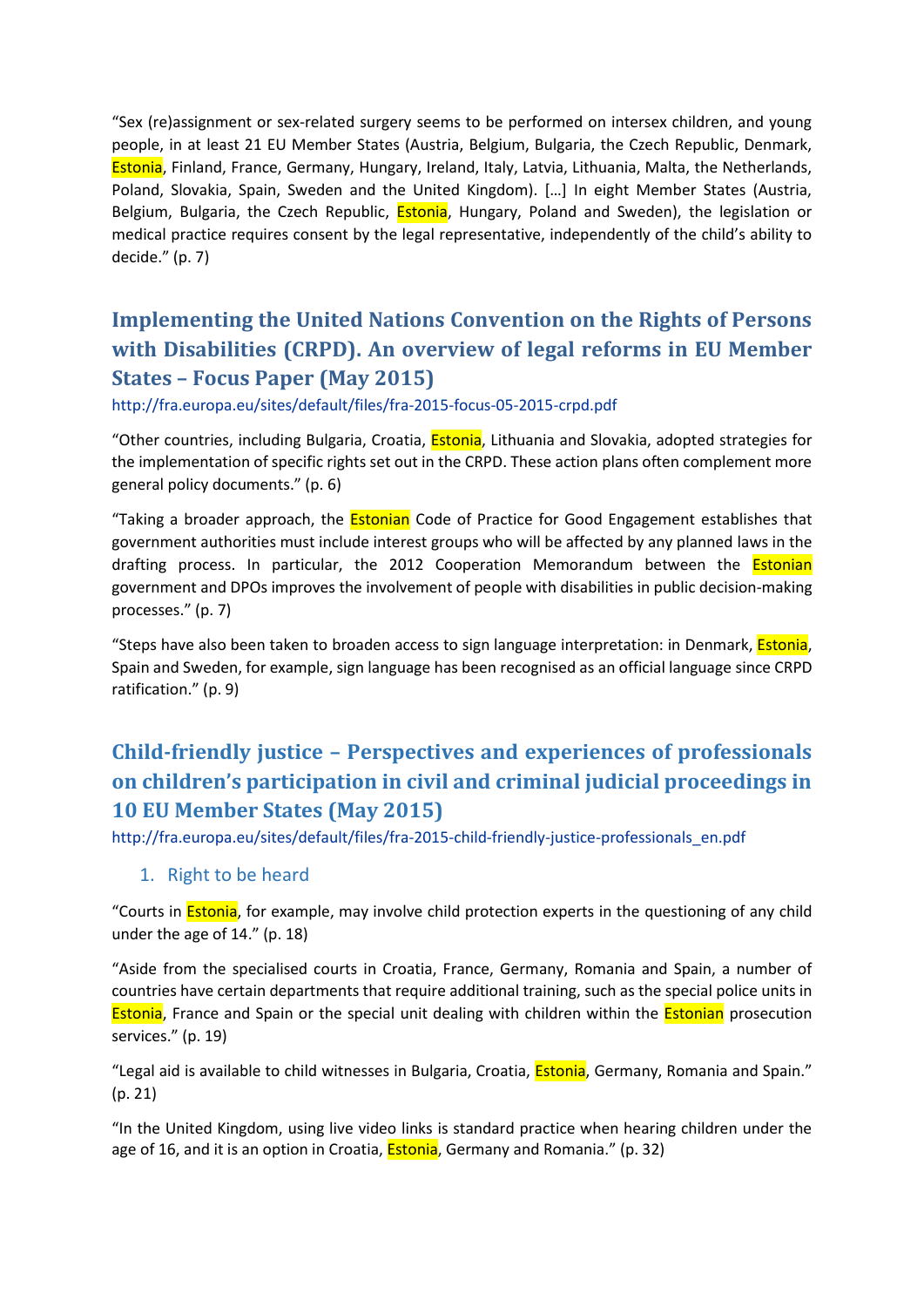"Sex (re)assignment or sex-related surgery seems to be performed on intersex children, and young people, in at least 21 EU Member States (Austria, Belgium, Bulgaria, the Czech Republic, Denmark, Estonia, Finland, France, Germany, Hungary, Ireland, Italy, Latvia, Lithuania, Malta, the Netherlands, Poland, Slovakia, Spain, Sweden and the United Kingdom). […] In eight Member States (Austria, Belgium, Bulgaria, the Czech Republic, Estonia, Hungary, Poland and Sweden), the legislation or medical practice requires consent by the legal representative, independently of the child's ability to decide." (p. 7)

## Implementing the United Nations Convention on the Rights of Persons with Disabilities (CRPD). An overview of legal reforms in EU Member States – Focus Paper (May 2015)

http://fra.europa.eu/sites/default/files/fra-2015-focus-05-2015-crpd.pdf

"Other countries, including Bulgaria, Croatia, Estonia, Lithuania and Slovakia, adopted strategies for the implementation of specific rights set out in the CRPD. These action plans often complement more general policy documents." (p. 6)

"Taking a broader approach, the Estonian Code of Practice for Good Engagement establishes that government authorities must include interest groups who will be affected by any planned laws in the drafting process. In particular, the 2012 Cooperation Memorandum between the Estonian government and DPOs improves the involvement of people with disabilities in public decision-making processes." (p. 7)

"Steps have also been taken to broaden access to sign language interpretation: in Denmark, Estonia, Spain and Sweden, for example, sign language has been recognised as an official language since CRPD ratification." (p. 9)

## Child-friendly justice – Perspectives and experiences of professionals on children's participation in civil and criminal judicial proceedings in 10 EU Member States (May 2015)

http://fra.europa.eu/sites/default/files/fra-2015-child-friendly-justice-professionals_en.pdf

### 1. Right to be heard

"Courts in Estonia, for example, may involve child protection experts in the questioning of any child under the age of 14." (p. 18)

"Aside from the specialised courts in Croatia, France, Germany, Romania and Spain, a number of countries have certain departments that require additional training, such as the special police units in Estonia, France and Spain or the special unit dealing with children within the Estonian prosecution services." (p. 19)

"Legal aid is available to child witnesses in Bulgaria, Croatia, Estonia, Germany, Romania and Spain." (p. 21)

"In the United Kingdom, using live video links is standard practice when hearing children under the age of 16, and it is an option in Croatia, Estonia, Germany and Romania." (p. 32)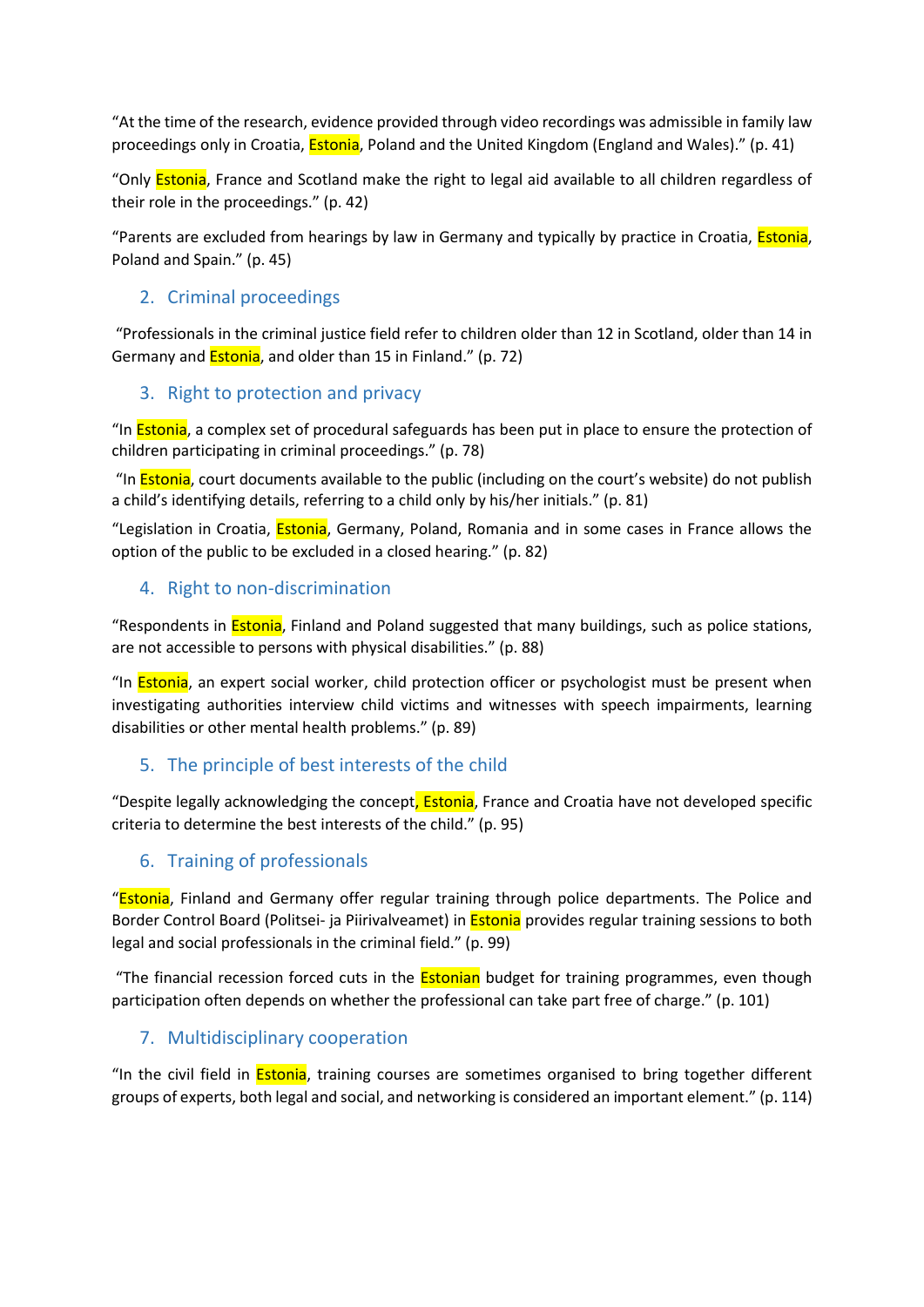“At the time of the research, evidence provided through video recordings was admissible in family law proceedings only in Croatia, Estonia, Poland and the United Kingdom (England and Wales).” (p. 41)

“Only Estonia, France and Scotland make the right to legal aid available to all children regardless of their role in the proceedings.” (p. 42)

“Parents are excluded from hearings by law in Germany and typically by practice in Croatia, Estonia, Poland and Spain.” (p. 45)

## 2. Criminal proceedings

“Professionals in the criminal justice field refer to children older than 12 in Scotland, older than 14 in Germany and Estonia, and older than 15 in Finland.” (p. 72)

## 3. Right to protection and privacy

“In Estonia, a complex set of procedural safeguards has been put in place to ensure the protection of children participating in criminal proceedings.” (p. 78)

“In Estonia, court documents available to the public (including on the court’s website) do not publish a child’s identifying details, referring to a child only by his/her initials.” (p. 81)

“Legislation in Croatia, Estonia, Germany, Poland, Romania and in some cases in France allows the option of the public to be excluded in a closed hearing.” (p. 82)

## 4. Right to non-discrimination

“Respondents in Estonia, Finland and Poland suggested that many buildings, such as police stations, are not accessible to persons with physical disabilities.” (p. 88)

“In Estonia, an expert social worker, child protection officer or psychologist must be present when investigating authorities interview child victims and witnesses with speech impairments, learning disabilities or other mental health problems.” (p. 89)

## 5. The principle of best interests of the child

“Despite legally acknowledging the concept, Estonia, France and Croatia have not developed specific criteria to determine the best interests of the child.” (p. 95)

## 6. Training of professionals

“Estonia, Finland and Germany offer regular training through police departments. The Police and Border Control Board (Politsei- ja Piirivalveamet) in Estonia provides regular training sessions to both legal and social professionals in the criminal field.” (p. 99)

“The financial recession forced cuts in the Estonian budget for training programmes, even though participation often depends on whether the professional can take part free of charge.” (p. 101)

## 7. Multidisciplinary cooperation

“In the civil field in Estonia, training courses are sometimes organised to bring together different groups of experts, both legal and social, and networking is considered an important element.” (p. 114)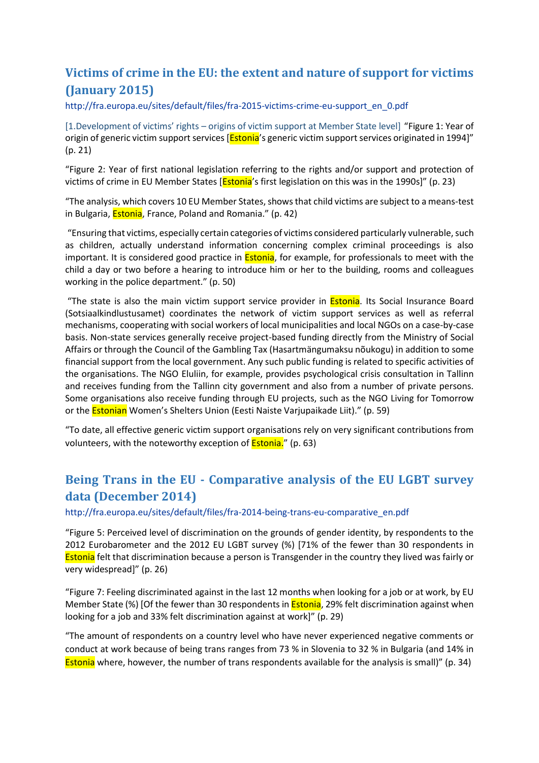## Victims of crime in the EU: the extent and nature of support for victims (January 2015)

http://fra.europa.eu/sites/default/files/fra-2015-victims-crime-eu-support_en_0.pdf

[1.Development of victims' rights – origins of victim support at Member State level] "Figure 1: Year of origin of generic victim support services [Estonia's generic victim support services originated in 1994]" (p. 21)

"Figure 2: Year of first national legislation referring to the rights and/or support and protection of victims of crime in EU Member States [Estonia's first legislation on this was in the 1990s]" (p. 23)

"The analysis, which covers 10 EU Member States, shows that child victims are subject to a means-test in Bulgaria, Estonia, France, Poland and Romania." (p. 42)

"Ensuring that victims, especially certain categories of victims considered particularly vulnerable, such as children, actually understand information concerning complex criminal proceedings is also important. It is considered good practice in Estonia, for example, for professionals to meet with the child a day or two before a hearing to introduce him or her to the building, rooms and colleagues working in the police department." (p. 50)

"The state is also the main victim support service provider in Estonia. Its Social Insurance Board (Sotsiaalkindlustusamet) coordinates the network of victim support services as well as referral mechanisms, cooperating with social workers of local municipalities and local NGOs on a case-by-case basis. Non-state services generally receive project-based funding directly from the Ministry of Social Affairs or through the Council of the Gambling Tax (Hasartmängumaksu nõukogu) in addition to some financial support from the local government. Any such public funding is related to specific activities of the organisations. The NGO Eluliin, for example, provides psychological crisis consultation in Tallinn and receives funding from the Tallinn city government and also from a number of private persons. Some organisations also receive funding through EU projects, such as the NGO Living for Tomorrow or the Estonian Women's Shelters Union (Eesti Naiste Varjupaikade Liit)." (p. 59)

"To date, all effective generic victim support organisations rely on very significant contributions from volunteers, with the noteworthy exception of Estonia." (p. 63)

## Being Trans in the EU - Comparative analysis of the EU LGBT survey data (December 2014)

http://fra.europa.eu/sites/default/files/fra-2014-being-trans-eu-comparative_en.pdf

"Figure 5: Perceived level of discrimination on the grounds of gender identity, by respondents to the 2012 Eurobarometer and the 2012 EU LGBT survey (%) [71% of the fewer than 30 respondents in Estonia felt that discrimination because a person is Transgender in the country they lived was fairly or very widespread]" (p. 26)

"Figure 7: Feeling discriminated against in the last 12 months when looking for a job or at work, by EU Member State (%) [Of the fewer than 30 respondents in Estonia, 29% felt discrimination against when looking for a job and 33% felt discrimination against at work]" (p. 29)

"The amount of respondents on a country level who have never experienced negative comments or conduct at work because of being trans ranges from 73 % in Slovenia to 32 % in Bulgaria (and 14% in Estonia where, however, the number of trans respondents available for the analysis is small)" (p. 34)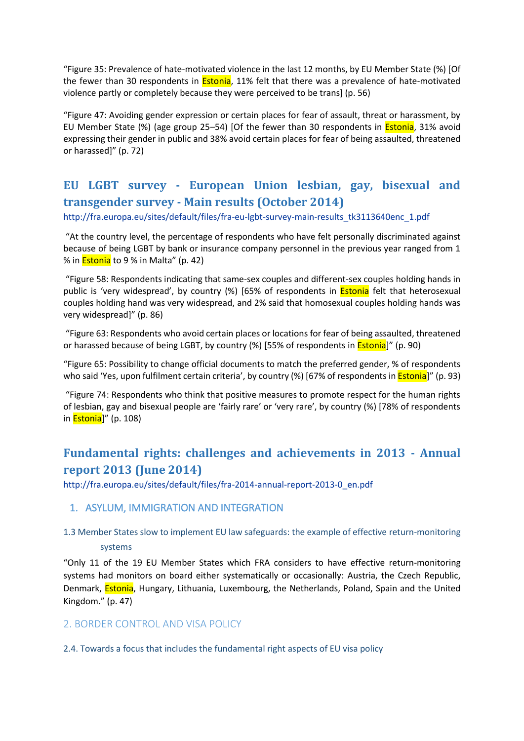“Figure 35: Prevalence of hate-motivated violence in the last 12 months, by EU Member State (%) [Of the fewer than 30 respondents in Estonia, 11% felt that there was a prevalence of hate-motivated violence partly or completely because they were perceived to be trans] (p. 56)

“Figure 47: Avoiding gender expression or certain places for fear of assault, threat or harassment, by EU Member State (%) (age group 25–54) [Of the fewer than 30 respondents in Estonia, 31% avoid expressing their gender in public and 38% avoid certain places for fear of being assaulted, threatened or harassed]” (p. 72)

## EU LGBT survey - European Union lesbian, gay, bisexual and transgender survey - Main results (October 2014)

http://fra.europa.eu/sites/default/files/fra-eu-lgbt-survey-main-results_tk3113640enc_1.pdf

“At the country level, the percentage of respondents who have felt personally discriminated against because of being LGBT by bank or insurance company personnel in the previous year ranged from 1 % in Estonia to 9 % in Malta” (p. 42)

“Figure 58: Respondents indicating that same-sex couples and different-sex couples holding hands in public is ‘very widespread’, by country (%) [65% of respondents in Estonia felt that heterosexual couples holding hand was very widespread, and 2% said that homosexual couples holding hands was very widespread]” (p. 86)

“Figure 63: Respondents who avoid certain places or locations for fear of being assaulted, threatened or harassed because of being LGBT, by country (%) [55% of respondents in Estonia]” (p. 90)

“Figure 65: Possibility to change official documents to match the preferred gender, % of respondents who said ‘Yes, upon fulfilment certain criteria’, by country (%) [67% of respondents in Estonia]” (p. 93)

“Figure 74: Respondents who think that positive measures to promote respect for the human rights of lesbian, gay and bisexual people are ‘fairly rare’ or ‘very rare’, by country (%) [78% of respondents in Estonia]” (p. 108)

## Fundamental rights: challenges and achievements in 2013 - Annual report 2013 (June 2014)

http://fra.europa.eu/sites/default/files/fra-2014-annual-report-2013-0_en.pdf

### 1. ASYLUM, IMMIGRATION AND INTEGRATION

#### 1.3 Member States slow to implement EU law safeguards: the example of effective return-monitoring systems

“Only 11 of the 19 EU Member States which FRA considers to have effective return-monitoring systems had monitors on board either systematically or occasionally: Austria, the Czech Republic, Denmark, Estonia, Hungary, Lithuania, Luxembourg, the Netherlands, Poland, Spain and the United Kingdom.” (p. 47)

### 2. BORDER CONTROL AND VISA POLICY

#### 2.4. Towards a focus that includes the fundamental right aspects of EU visa policy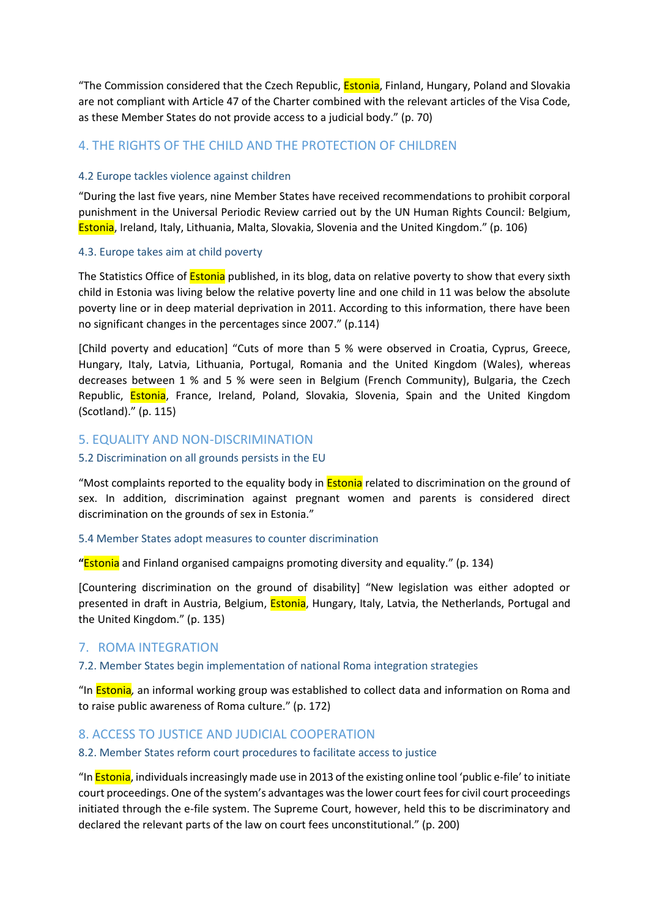"The Commission considered that the Czech Republic, Estonia, Finland, Hungary, Poland and Slovakia are not compliant with Article 47 of the Charter combined with the relevant articles of the Visa Code, as these Member States do not provide access to a judicial body." (p. 70)

## 4. THE RIGHTS OF THE CHILD AND THE PROTECTION OF CHILDREN

### 4.2 Europe tackles violence against children

"During the last five years, nine Member States have received recommendations to prohibit corporal punishment in the Universal Periodic Review carried out by the UN Human Rights Council*:* Belgium, Estonia, Ireland, Italy, Lithuania, Malta, Slovakia, Slovenia and the United Kingdom." (p. 106)

### 4.3. Europe takes aim at child poverty

The Statistics Office of Estonia published, in its blog, data on relative poverty to show that every sixth child in Estonia was living below the relative poverty line and one child in 11 was below the absolute poverty line or in deep material deprivation in 2011. According to this information, there have been no significant changes in the percentages since 2007." (p.114)

[Child poverty and education] "Cuts of more than 5 % were observed in Croatia, Cyprus, Greece, Hungary, Italy, Latvia, Lithuania, Portugal, Romania and the United Kingdom (Wales), whereas decreases between 1 % and 5 % were seen in Belgium (French Community), Bulgaria, the Czech Republic, Estonia, France, Ireland, Poland, Slovakia, Slovenia, Spain and the United Kingdom (Scotland)." (p. 115)

## 5. EQUALITY AND NON-DISCRIMINATION

### 5.2 Discrimination on all grounds persists in the EU

"Most complaints reported to the equality body in Estonia related to discrimination on the ground of sex. In addition, discrimination against pregnant women and parents is considered direct discrimination on the grounds of sex in Estonia."

### 5.4 Member States adopt measures to counter discrimination

**"**Estonia and Finland organised campaigns promoting diversity and equality." (p. 134)

[Countering discrimination on the ground of disability] "New legislation was either adopted or presented in draft in Austria, Belgium, Estonia, Hungary, Italy, Latvia, the Netherlands, Portugal and the United Kingdom." (p. 135)

## 7. ROMA INTEGRATION

### 7.2. Member States begin implementation of national Roma integration strategies

"In Estonia*,* an informal working group was established to collect data and information on Roma and to raise public awareness of Roma culture." (p. 172)

## 8. ACCESS TO JUSTICE AND JUDICIAL COOPERATION

### 8.2. Member States reform court procedures to facilitate access to justice

"In Estonia, individuals increasingly made use in 2013 of the existing online tool 'public e-file' to initiate court proceedings. One of the system's advantages was the lower court fees for civil court proceedings initiated through the e-file system. The Supreme Court, however, held this to be discriminatory and declared the relevant parts of the law on court fees unconstitutional." (p. 200)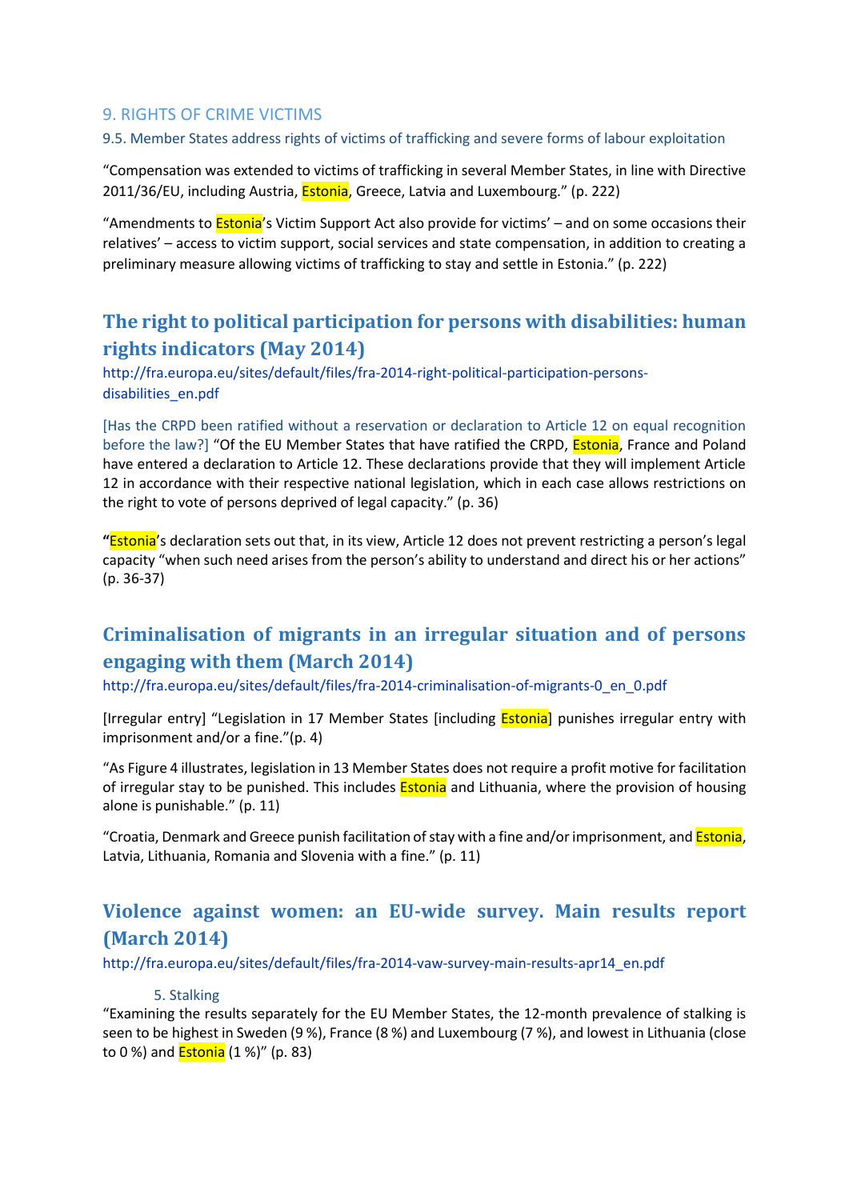### 9. RIGHTS OF CRIME VICTIMS

#### 9.5. Member States address rights of victims of trafficking and severe forms of labour exploitation

"Compensation was extended to victims of trafficking in several Member States, in line with Directive 2011/36/EU, including Austria, Estonia, Greece, Latvia and Luxembourg." (p. 222)

"Amendments to Estonia's Victim Support Act also provide for victims' – and on some occasions their relatives' – access to victim support, social services and state compensation, in addition to creating a preliminary measure allowing victims of trafficking to stay and settle in Estonia." (p. 222)

## The right to political participation for persons with disabilities: human rights indicators (May 2014)

http://fra.europa.eu/sites/default/files/fra-2014-right-political-participation-persons-disabilities_en.pdf

[Has the CRPD been ratified without a reservation or declaration to Article 12 on equal recognition before the law?] "Of the EU Member States that have ratified the CRPD, Estonia, France and Poland have entered a declaration to Article 12. These declarations provide that they will implement Article 12 in accordance with their respective national legislation, which in each case allows restrictions on the right to vote of persons deprived of legal capacity." (p. 36)

**"**Estonia's declaration sets out that, in its view, Article 12 does not prevent restricting a person's legal capacity "when such need arises from the person's ability to understand and direct his or her actions" (p. 36-37)

## Criminalisation of migrants in an irregular situation and of persons engaging with them (March 2014)

http://fra.europa.eu/sites/default/files/fra-2014-criminalisation-of-migrants-0_en_0.pdf

[Irregular entry] "Legislation in 17 Member States [including Estonia] punishes irregular entry with imprisonment and/or a fine."(p. 4)

"As Figure 4 illustrates, legislation in 13 Member States does not require a profit motive for facilitation of irregular stay to be punished. This includes Estonia and Lithuania, where the provision of housing alone is punishable." (p. 11)

"Croatia, Denmark and Greece punish facilitation of stay with a fine and/or imprisonment, and Estonia, Latvia, Lithuania, Romania and Slovenia with a fine." (p. 11)

## Violence against women: an EU-wide survey. Main results report (March 2014)

http://fra.europa.eu/sites/default/files/fra-2014-vaw-survey-main-results-apr14_en.pdf

5. Stalking

"Examining the results separately for the EU Member States, the 12-month prevalence of stalking is seen to be highest in Sweden (9 %), France (8 %) and Luxembourg (7 %), and lowest in Lithuania (close to 0 %) and Estonia (1 %)" (p. 83)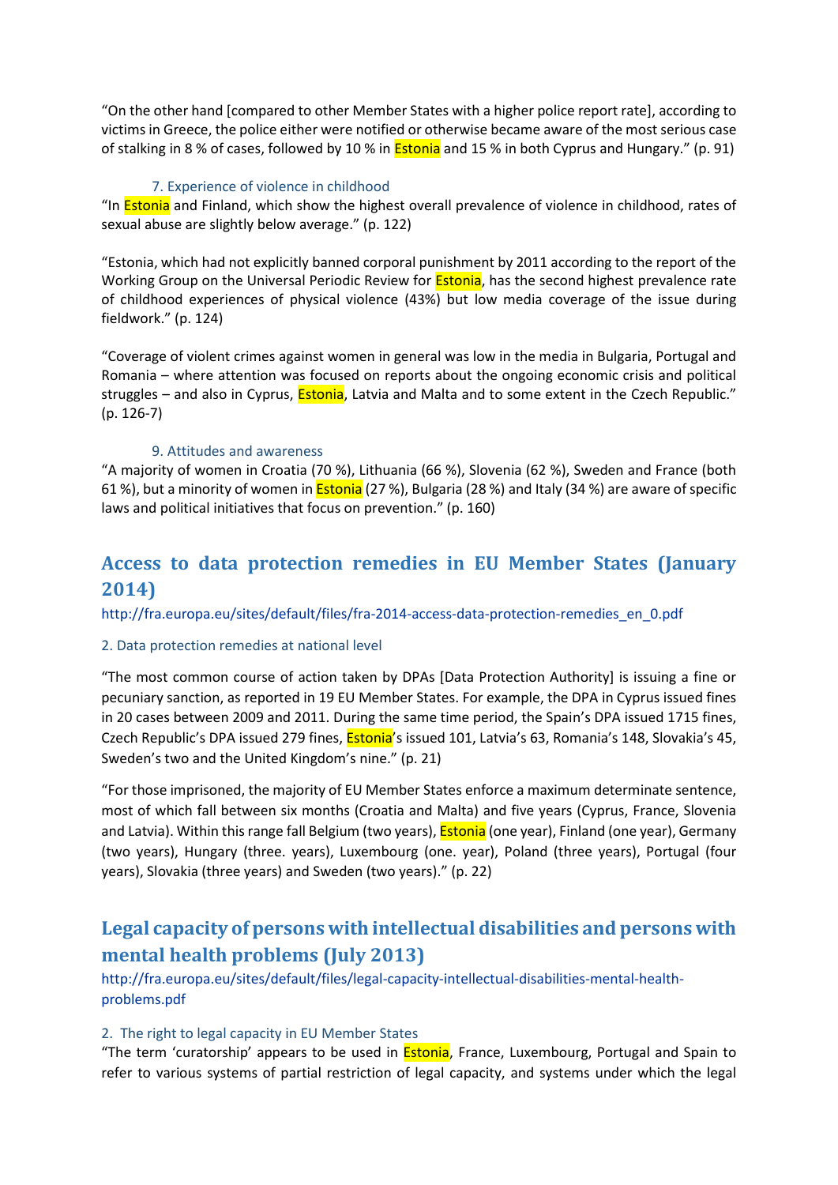"On the other hand [compared to other Member States with a higher police report rate], according to victims in Greece, the police either were notified or otherwise became aware of the most serious case of stalking in 8 % of cases, followed by 10 % in Estonia and 15 % in both Cyprus and Hungary." (p. 91)

### 7. Experience of violence in childhood

"In Estonia and Finland, which show the highest overall prevalence of violence in childhood, rates of sexual abuse are slightly below average." (p. 122)

"Estonia, which had not explicitly banned corporal punishment by 2011 according to the report of the Working Group on the Universal Periodic Review for Estonia, has the second highest prevalence rate of childhood experiences of physical violence (43%) but low media coverage of the issue during fieldwork." (p. 124)

"Coverage of violent crimes against women in general was low in the media in Bulgaria, Portugal and Romania – where attention was focused on reports about the ongoing economic crisis and political struggles – and also in Cyprus, Estonia, Latvia and Malta and to some extent in the Czech Republic." (p. 126-7)

### 9. Attitudes and awareness

"A majority of women in Croatia (70 %), Lithuania (66 %), Slovenia (62 %), Sweden and France (both 61 %), but a minority of women in Estonia (27 %), Bulgaria (28 %) and Italy (34 %) are aware of specific laws and political initiatives that focus on prevention." (p. 160)

## Access to data protection remedies in EU Member States (January 2014)

http://fra.europa.eu/sites/default/files/fra-2014-access-data-protection-remedies_en_0.pdf

### 2. Data protection remedies at national level

"The most common course of action taken by DPAs [Data Protection Authority] is issuing a fine or pecuniary sanction, as reported in 19 EU Member States. For example, the DPA in Cyprus issued fines in 20 cases between 2009 and 2011. During the same time period, the Spain's DPA issued 1715 fines, Czech Republic's DPA issued 279 fines, Estonia's issued 101, Latvia's 63, Romania's 148, Slovakia's 45, Sweden's two and the United Kingdom's nine." (p. 21)

"For those imprisoned, the majority of EU Member States enforce a maximum determinate sentence, most of which fall between six months (Croatia and Malta) and five years (Cyprus, France, Slovenia and Latvia). Within this range fall Belgium (two years), Estonia (one year), Finland (one year), Germany (two years), Hungary (three. years), Luxembourg (one. year), Poland (three years), Portugal (four years), Slovakia (three years) and Sweden (two years)." (p. 22)

## Legal capacity of persons with intellectual disabilities and persons with mental health problems (July 2013)

http://fra.europa.eu/sites/default/files/legal-capacity-intellectual-disabilities-mental-health-problems.pdf

### 2. The right to legal capacity in EU Member States

"The term 'curatorship' appears to be used in Estonia, France, Luxembourg, Portugal and Spain to refer to various systems of partial restriction of legal capacity, and systems under which the legal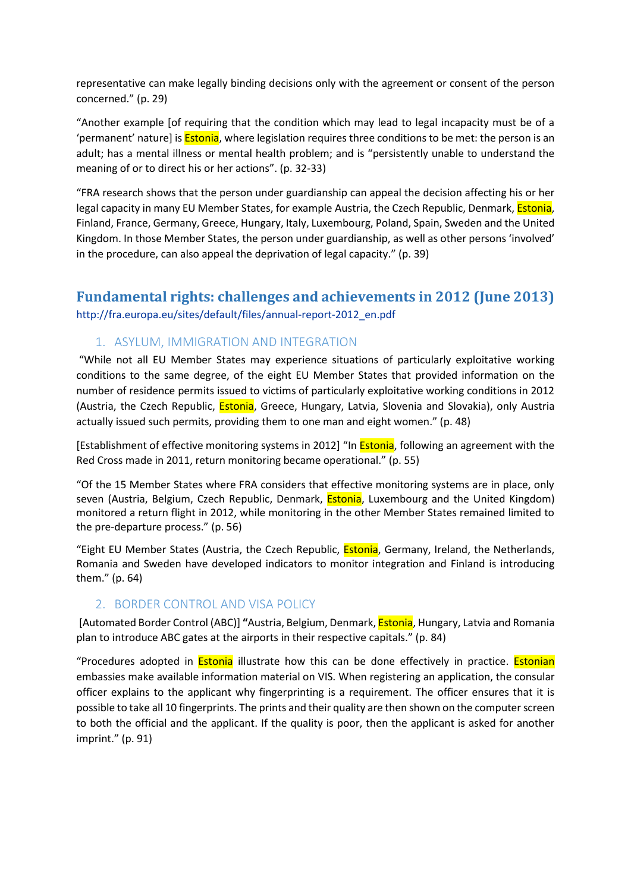representative can make legally binding decisions only with the agreement or consent of the person concerned." (p. 29)

"Another example [of requiring that the condition which may lead to legal incapacity must be of a 'permanent' nature] is Estonia, where legislation requires three conditions to be met: the person is an adult; has a mental illness or mental health problem; and is "persistently unable to understand the meaning of or to direct his or her actions". (p. 32-33)

"FRA research shows that the person under guardianship can appeal the decision affecting his or her legal capacity in many EU Member States, for example Austria, the Czech Republic, Denmark, Estonia, Finland, France, Germany, Greece, Hungary, Italy, Luxembourg, Poland, Spain, Sweden and the United Kingdom. In those Member States, the person under guardianship, as well as other persons 'involved' in the procedure, can also appeal the deprivation of legal capacity." (p. 39)

## Fundamental rights: challenges and achievements in 2012 (June 2013)

http://fra.europa.eu/sites/default/files/annual-report-2012_en.pdf

### 1. ASYLUM, IMMIGRATION AND INTEGRATION

"While not all EU Member States may experience situations of particularly exploitative working conditions to the same degree, of the eight EU Member States that provided information on the number of residence permits issued to victims of particularly exploitative working conditions in 2012 (Austria, the Czech Republic, Estonia, Greece, Hungary, Latvia, Slovenia and Slovakia), only Austria actually issued such permits, providing them to one man and eight women." (p. 48)

[Establishment of effective monitoring systems in 2012] "In Estonia, following an agreement with the Red Cross made in 2011, return monitoring became operational." (p. 55)

"Of the 15 Member States where FRA considers that effective monitoring systems are in place, only seven (Austria, Belgium, Czech Republic, Denmark, Estonia, Luxembourg and the United Kingdom) monitored a return flight in 2012, while monitoring in the other Member States remained limited to the pre-departure process." (p. 56)

"Eight EU Member States (Austria, the Czech Republic, Estonia, Germany, Ireland, the Netherlands, Romania and Sweden have developed indicators to monitor integration and Finland is introducing them." (p. 64)

### 2. BORDER CONTROL AND VISA POLICY

[Automated Border Control (ABC)] **"**Austria, Belgium, Denmark, Estonia, Hungary, Latvia and Romania plan to introduce ABC gates at the airports in their respective capitals." (p. 84)

"Procedures adopted in Estonia illustrate how this can be done effectively in practice. Estonian embassies make available information material on VIS. When registering an application, the consular officer explains to the applicant why fingerprinting is a requirement. The officer ensures that it is possible to take all 10 fingerprints. The prints and their quality are then shown on the computer screen to both the official and the applicant. If the quality is poor, then the applicant is asked for another imprint." (p. 91)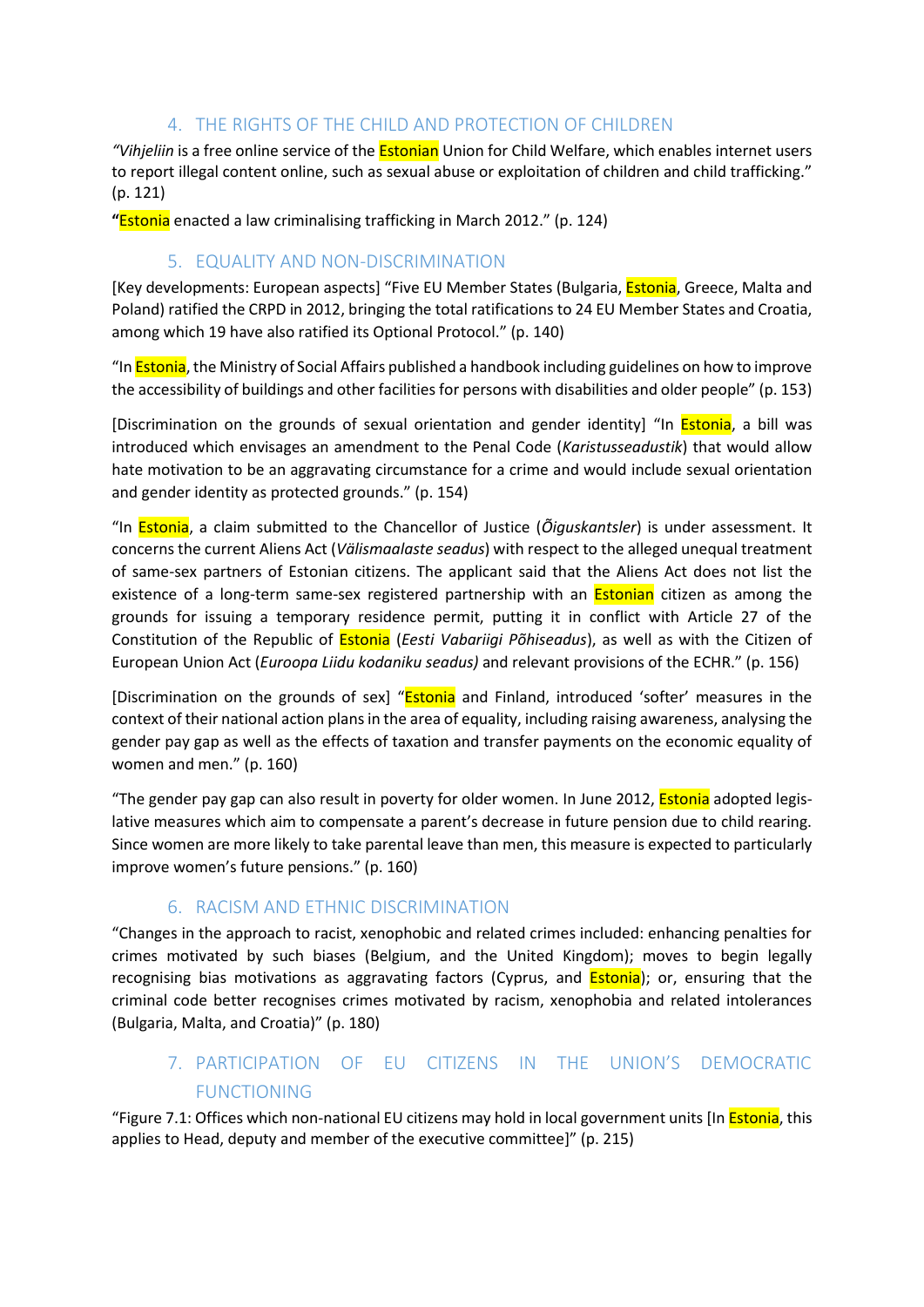## 4. THE RIGHTS OF THE CHILD AND PROTECTION OF CHILDREN

“*Vihjeliin* is a free online service of the Estonian Union for Child Welfare, which enables internet users to report illegal content online, such as sexual abuse or exploitation of children and child trafficking.” (p. 121)

“Estonia enacted a law criminalising trafficking in March 2012.” (p. 124)

## 5. EQUALITY AND NON-DISCRIMINATION

[Key developments: European aspects] “Five EU Member States (Bulgaria, Estonia, Greece, Malta and Poland) ratified the CRPD in 2012, bringing the total ratifications to 24 EU Member States and Croatia, among which 19 have also ratified its Optional Protocol.” (p. 140)

“In Estonia, the Ministry of Social Affairs published a handbook including guidelines on how to improve the accessibility of buildings and other facilities for persons with disabilities and older people” (p. 153)

[Discrimination on the grounds of sexual orientation and gender identity] “In Estonia, a bill was introduced which envisages an amendment to the Penal Code (*Karistusseadustik*) that would allow hate motivation to be an aggravating circumstance for a crime and would include sexual orientation and gender identity as protected grounds.” (p. 154)

“In Estonia, a claim submitted to the Chancellor of Justice (*Õiguskantsler*) is under assessment. It concerns the current Aliens Act (*Välismaalaste seadus*) with respect to the alleged unequal treatment of same-sex partners of Estonian citizens. The applicant said that the Aliens Act does not list the existence of a long-term same-sex registered partnership with an Estonian citizen as among the grounds for issuing a temporary residence permit, putting it in conflict with Article 27 of the Constitution of the Republic of Estonia (*Eesti Vabariigi Põhiseadus*), as well as with the Citizen of European Union Act (*Euroopa Liidu kodaniku seadus)* and relevant provisions of the ECHR.” (p. 156)

[Discrimination on the grounds of sex] “Estonia and Finland, introduced ‘softer’ measures in the context of their national action plans in the area of equality, including raising awareness, analysing the gender pay gap as well as the effects of taxation and transfer payments on the economic equality of women and men.” (p. 160)

“The gender pay gap can also result in poverty for older women. In June 2012, Estonia adopted legislative measures which aim to compensate a parent’s decrease in future pension due to child rearing. Since women are more likely to take parental leave than men, this measure is expected to particularly improve women’s future pensions.” (p. 160)

## 6. RACISM AND ETHNIC DISCRIMINATION

“Changes in the approach to racist, xenophobic and related crimes included: enhancing penalties for crimes motivated by such biases (Belgium, and the United Kingdom); moves to begin legally recognising bias motivations as aggravating factors (Cyprus, and Estonia); or, ensuring that the criminal code better recognises crimes motivated by racism, xenophobia and related intolerances (Bulgaria, Malta, and Croatia)” (p. 180)

## 7. PARTICIPATION OF EU CITIZENS IN THE UNION’S DEMOCRATIC FUNCTIONING

“Figure 7.1: Offices which non-national EU citizens may hold in local government units [In Estonia, this applies to Head, deputy and member of the executive committee]” (p. 215)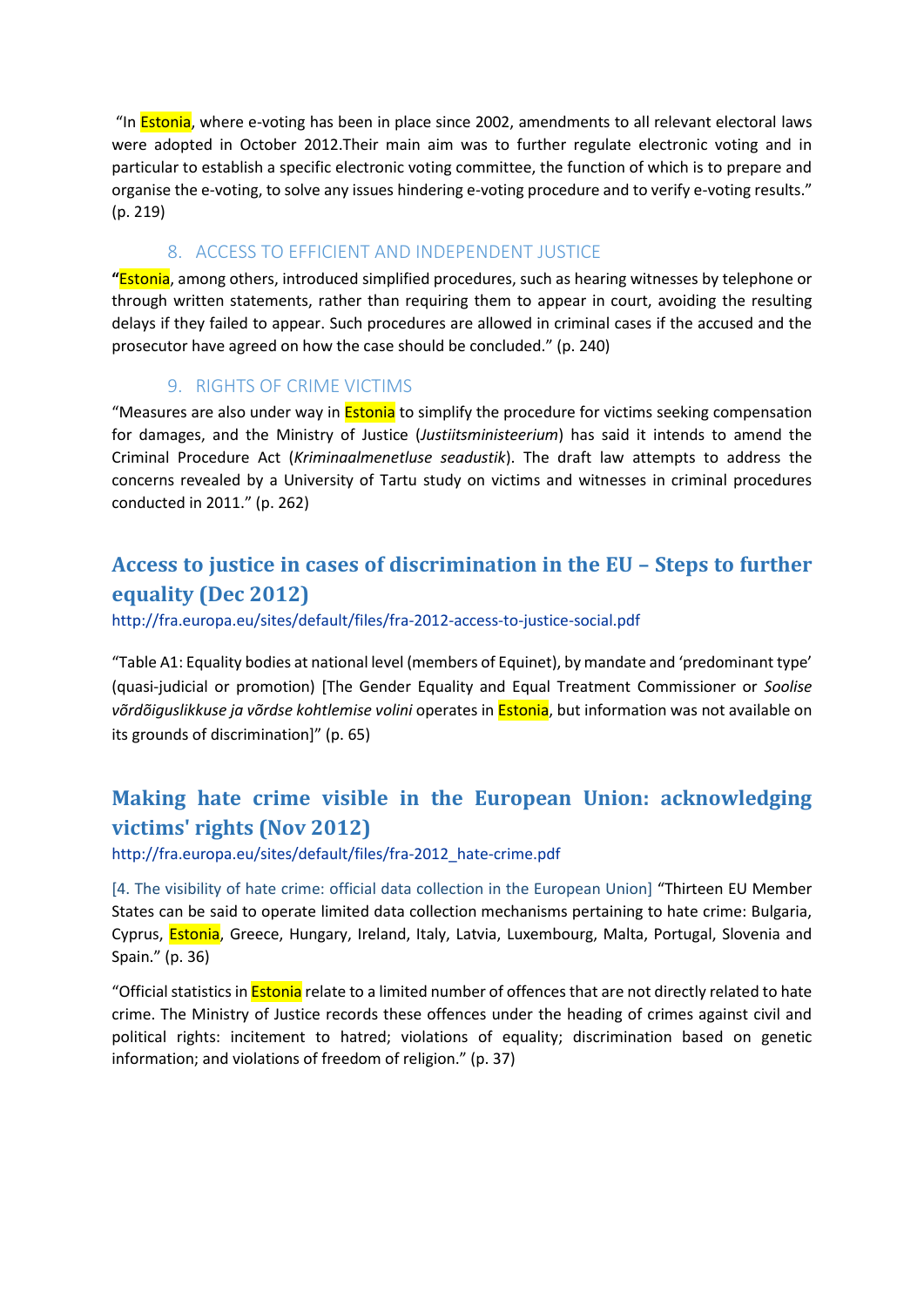"In Estonia, where e-voting has been in place since 2002, amendments to all relevant electoral laws were adopted in October 2012.Their main aim was to further regulate electronic voting and in particular to establish a specific electronic voting committee, the function of which is to prepare and organise the e-voting, to solve any issues hindering e-voting procedure and to verify e-voting results." (p. 219)

### 8. ACCESS TO EFFICIENT AND INDEPENDENT JUSTICE

**"**Estonia, among others, introduced simplified procedures, such as hearing witnesses by telephone or through written statements, rather than requiring them to appear in court, avoiding the resulting delays if they failed to appear. Such procedures are allowed in criminal cases if the accused and the prosecutor have agreed on how the case should be concluded." (p. 240)

### 9. RIGHTS OF CRIME VICTIMS

"Measures are also under way in Estonia to simplify the procedure for victims seeking compensation for damages, and the Ministry of Justice (*Justiitsministeerium*) has said it intends to amend the Criminal Procedure Act (*Kriminaalmenetluse seadustik*). The draft law attempts to address the concerns revealed by a University of Tartu study on victims and witnesses in criminal procedures conducted in 2011." (p. 262)

## Access to justice in cases of discrimination in the EU – Steps to further equality (Dec 2012)

http://fra.europa.eu/sites/default/files/fra-2012-access-to-justice-social.pdf

"Table A1: Equality bodies at national level (members of Equinet), by mandate and 'predominant type' (quasi-judicial or promotion) [The Gender Equality and Equal Treatment Commissioner or *Soolise võrdõiguslikkuse ja võrdse kohtlemise volini* operates in Estonia, but information was not available on its grounds of discrimination]" (p. 65)

## Making hate crime visible in the European Union: acknowledging victims' rights (Nov 2012)

http://fra.europa.eu/sites/default/files/fra-2012_hate-crime.pdf

[4. The visibility of hate crime: official data collection in the European Union] "Thirteen EU Member States can be said to operate limited data collection mechanisms pertaining to hate crime: Bulgaria, Cyprus, Estonia, Greece, Hungary, Ireland, Italy, Latvia, Luxembourg, Malta, Portugal, Slovenia and Spain." (p. 36)

"Official statistics in Estonia relate to a limited number of offences that are not directly related to hate crime. The Ministry of Justice records these offences under the heading of crimes against civil and political rights: incitement to hatred; violations of equality; discrimination based on genetic information; and violations of freedom of religion." (p. 37)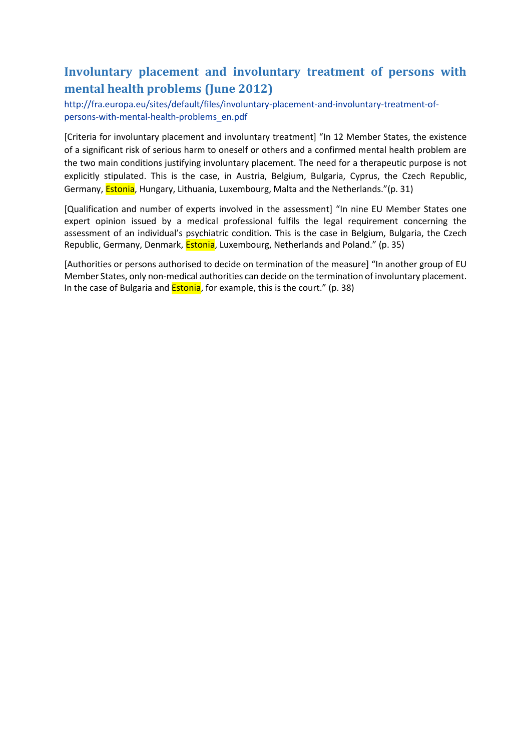## Involuntary placement and involuntary treatment of persons with mental health problems (June 2012)

http://fra.europa.eu/sites/default/files/involuntary-placement-and-involuntary-treatment-of-persons-with-mental-health-problems_en.pdf

[Criteria for involuntary placement and involuntary treatment] "In 12 Member States, the existence of a significant risk of serious harm to oneself or others and a confirmed mental health problem are the two main conditions justifying involuntary placement. The need for a therapeutic purpose is not explicitly stipulated. This is the case, in Austria, Belgium, Bulgaria, Cyprus, the Czech Republic, Germany, Estonia, Hungary, Lithuania, Luxembourg, Malta and the Netherlands."(p. 31)

[Qualification and number of experts involved in the assessment] "In nine EU Member States one expert opinion issued by a medical professional fulfils the legal requirement concerning the assessment of an individual's psychiatric condition. This is the case in Belgium, Bulgaria, the Czech Republic, Germany, Denmark, Estonia, Luxembourg, Netherlands and Poland." (p. 35)

[Authorities or persons authorised to decide on termination of the measure] "In another group of EU Member States, only non-medical authorities can decide on the termination of involuntary placement. In the case of Bulgaria and Estonia, for example, this is the court." (p. 38)